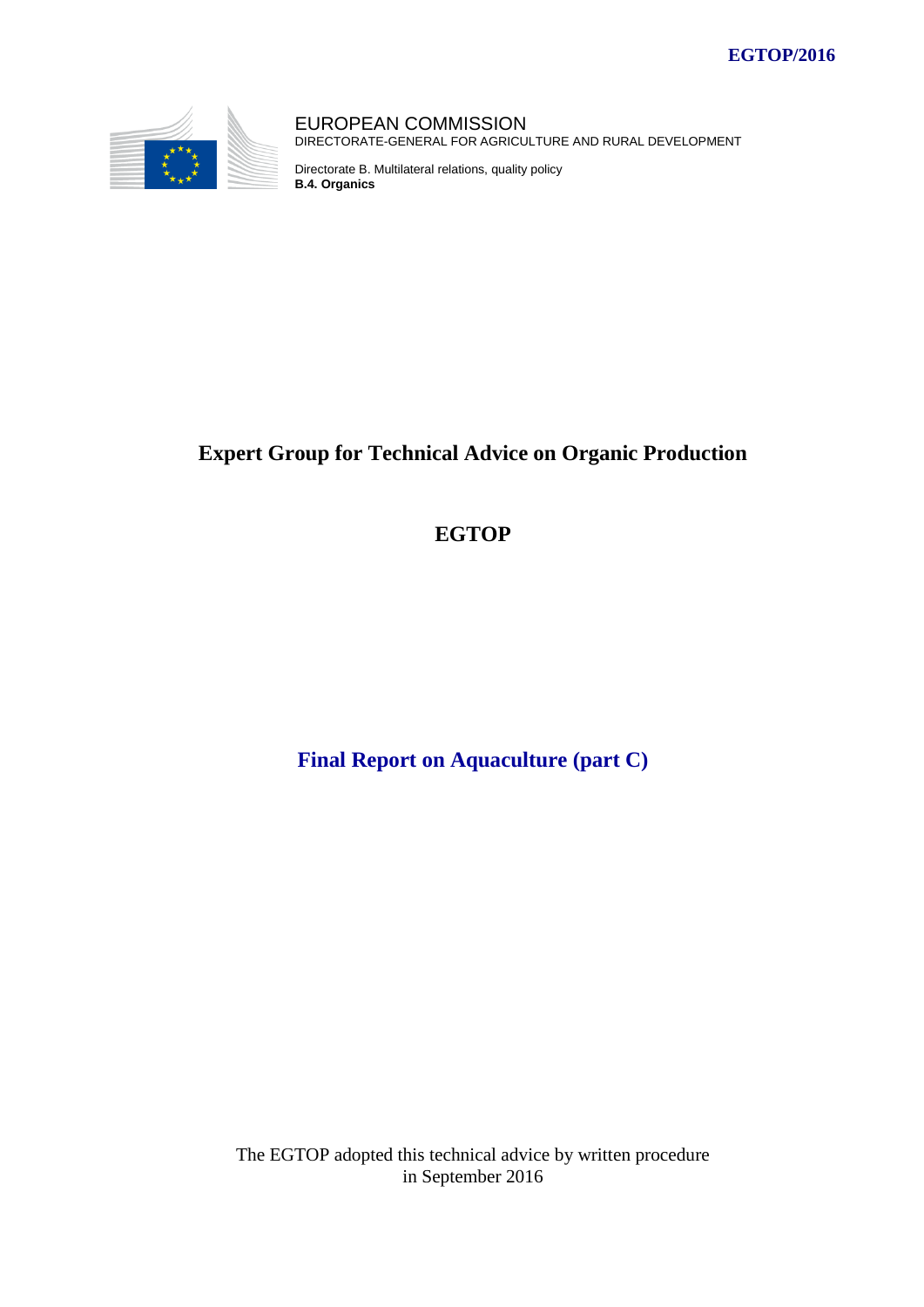EGTOP/2016

EUROPEAN COMMISSION
DIRECTORATE-GENERAL FOR AGRICULTURE AND RURAL DEVELOPMENT

Directorate B. Multilateral relations, quality policy
**B.4. Organics**

# Expert Group for Technical Advice on Organic Production

# EGTOP

## Final Report on Aquaculture (part C)

The EGTOP adopted this technical advice by written procedure
in September 2016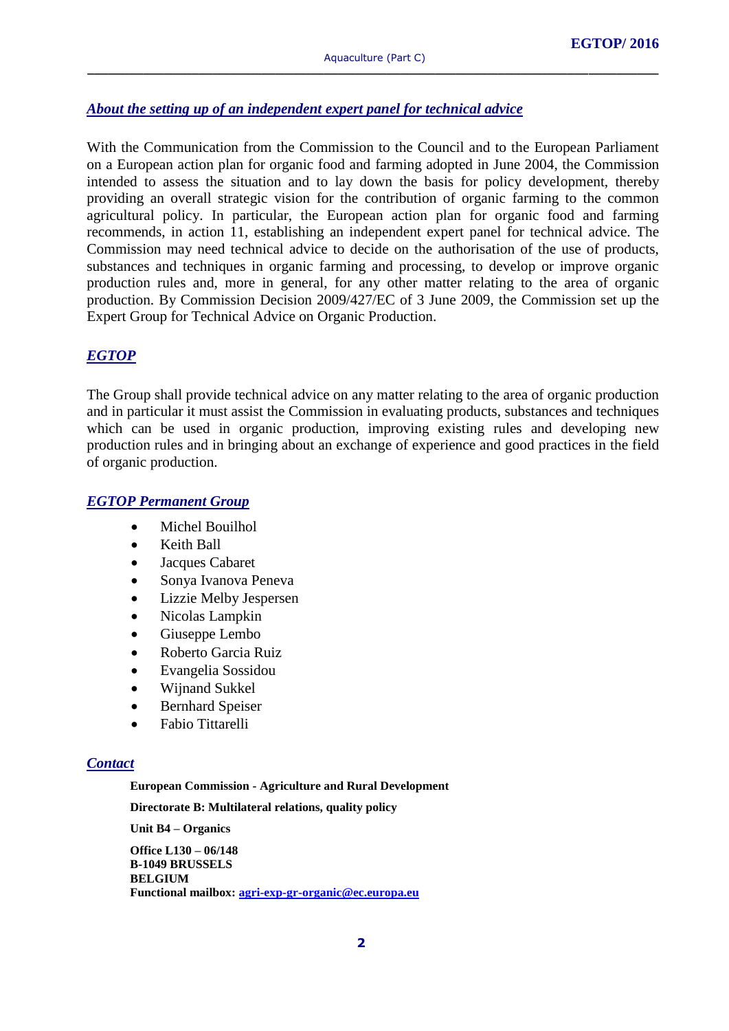## *About the setting up of an independent expert panel for technical advice*

With the Communication from the Commission to the Council and to the European Parliament on a European action plan for organic food and farming adopted in June 2004, the Commission intended to assess the situation and to lay down the basis for policy development, thereby providing an overall strategic vision for the contribution of organic farming to the common agricultural policy. In particular, the European action plan for organic food and farming recommends, in action 11, establishing an independent expert panel for technical advice. The Commission may need technical advice to decide on the authorisation of the use of products, substances and techniques in organic farming and processing, to develop or improve organic production rules and, more in general, for any other matter relating to the area of organic production. By Commission Decision 2009/427/EC of 3 June 2009, the Commission set up the Expert Group for Technical Advice on Organic Production.

## *EGTOP*

The Group shall provide technical advice on any matter relating to the area of organic production and in particular it must assist the Commission in evaluating products, substances and techniques which can be used in organic production, improving existing rules and developing new production rules and in bringing about an exchange of experience and good practices in the field of organic production.

## *EGTOP Permanent Group*

- Michel Bouilhol
- Keith Ball
- Jacques Cabaret
- Sonya Ivanova Peneva
- Lizzie Melby Jespersen
- Nicolas Lampkin
- Giuseppe Lembo
- Roberto Garcia Ruiz
- Evangelia Sossidou
- Wijnand Sukkel
- Bernhard Speiser
- Fabio Tittarelli

## *Contact*

**European Commission - Agriculture and Rural Development**

**Directorate B: Multilateral relations, quality policy**

**Unit B4 – Organics**

**Office L130 – 06/148**
**B-1049 BRUSSELS**
**BELGIUM**
**Functional mailbox: agri-exp-gr-organic@ec.europa.eu**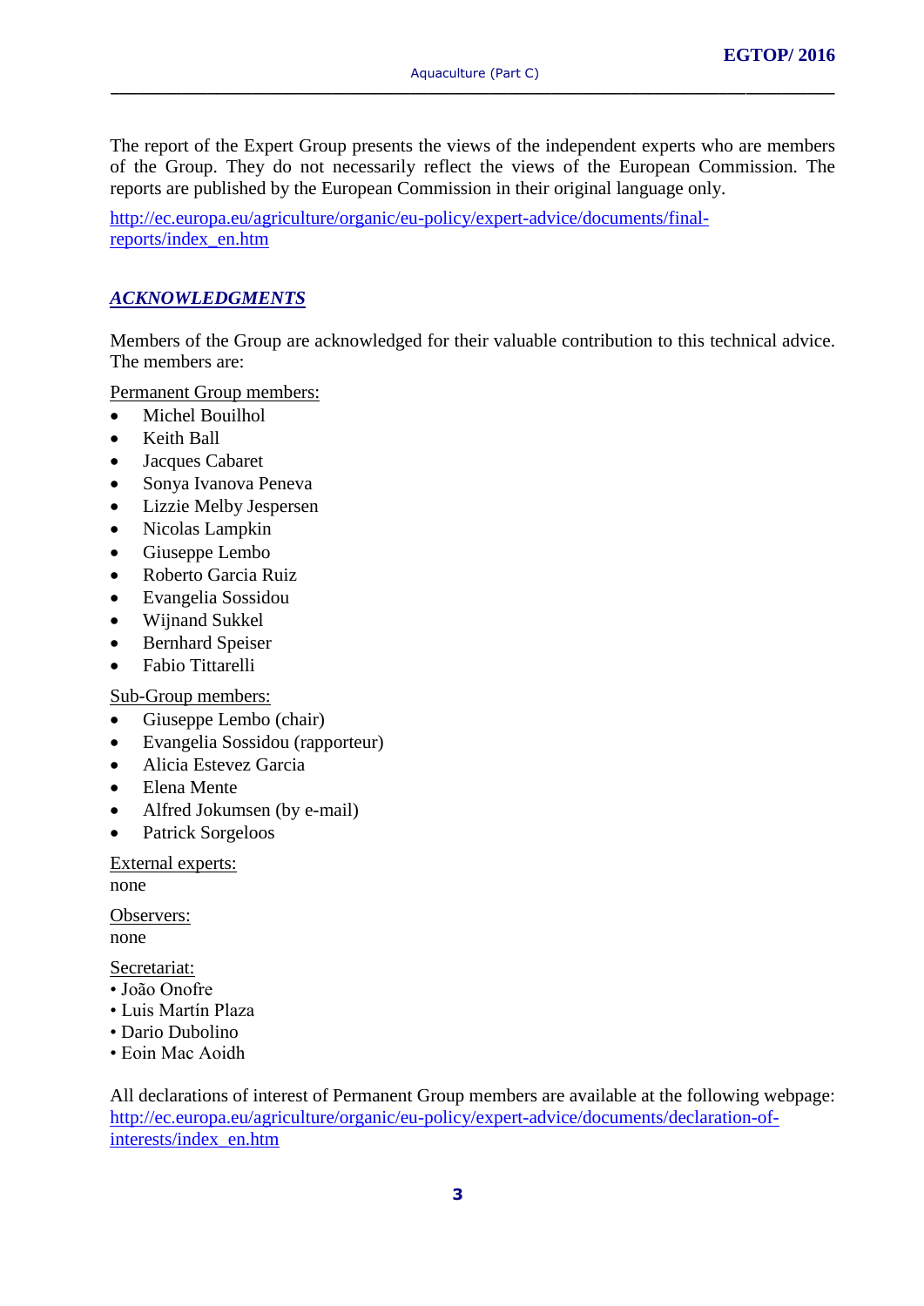The report of the Expert Group presents the views of the independent experts who are members of the Group. They do not necessarily reflect the views of the European Commission. The reports are published by the European Commission in their original language only.

http://ec.europa.eu/agriculture/organic/eu-policy/expert-advice/documents/final-reports/index_en.htm

## *ACKNOWLEDGMENTS*

Members of the Group are acknowledged for their valuable contribution to this technical advice. The members are:

Permanent Group members:

- Michel Bouilhol
- Keith Ball
- Jacques Cabaret
- Sonya Ivanova Peneva
- Lizzie Melby Jespersen
- Nicolas Lampkin
- Giuseppe Lembo
- Roberto Garcia Ruiz
- Evangelia Sossidou
- Wijnand Sukkel
- Bernhard Speiser
- Fabio Tittarelli

Sub-Group members:

- Giuseppe Lembo (chair)
- Evangelia Sossidou (rapporteur)
- Alicia Estevez Garcia
- Elena Mente
- Alfred Jokumsen (by e-mail)
- Patrick Sorgeloos

External experts:
none

Observers:
none

Secretariat:

- João Onofre
- Luis Martín Plaza
- Dario Dubolino
- Eoin Mac Aoidh

All declarations of interest of Permanent Group members are available at the following webpage: http://ec.europa.eu/agriculture/organic/eu-policy/expert-advice/documents/declaration-of-interests/index_en.htm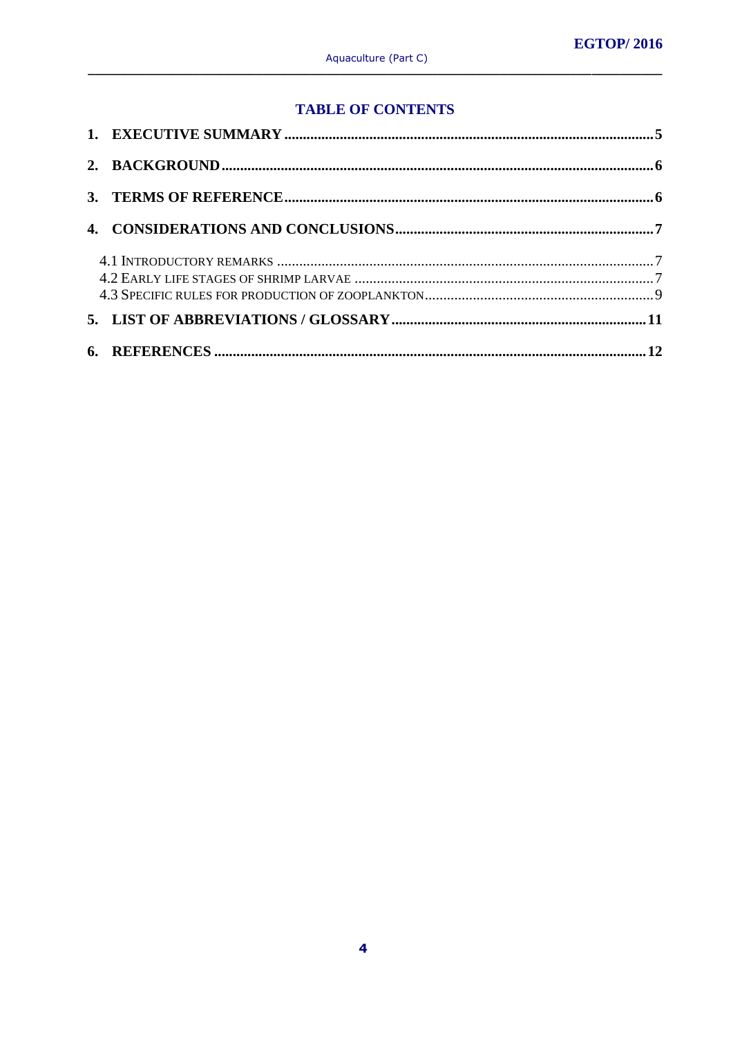## TABLE OF CONTENTS

1. EXECUTIVE SUMMARY .....5
2. BACKGROUND .....6
3. TERMS OF REFERENCE .....6
4. CONSIDERATIONS AND CONCLUSIONS .....7
   - 4.1 INTRODUCTORY REMARKS .....7
   - 4.2 EARLY LIFE STAGES OF SHRIMP LARVAE .....7
   - 4.3 SPECIFIC RULES FOR PRODUCTION OF ZOOPLANKTON .....9
5. LIST OF ABBREVIATIONS / GLOSSARY .....11
6. REFERENCES .....12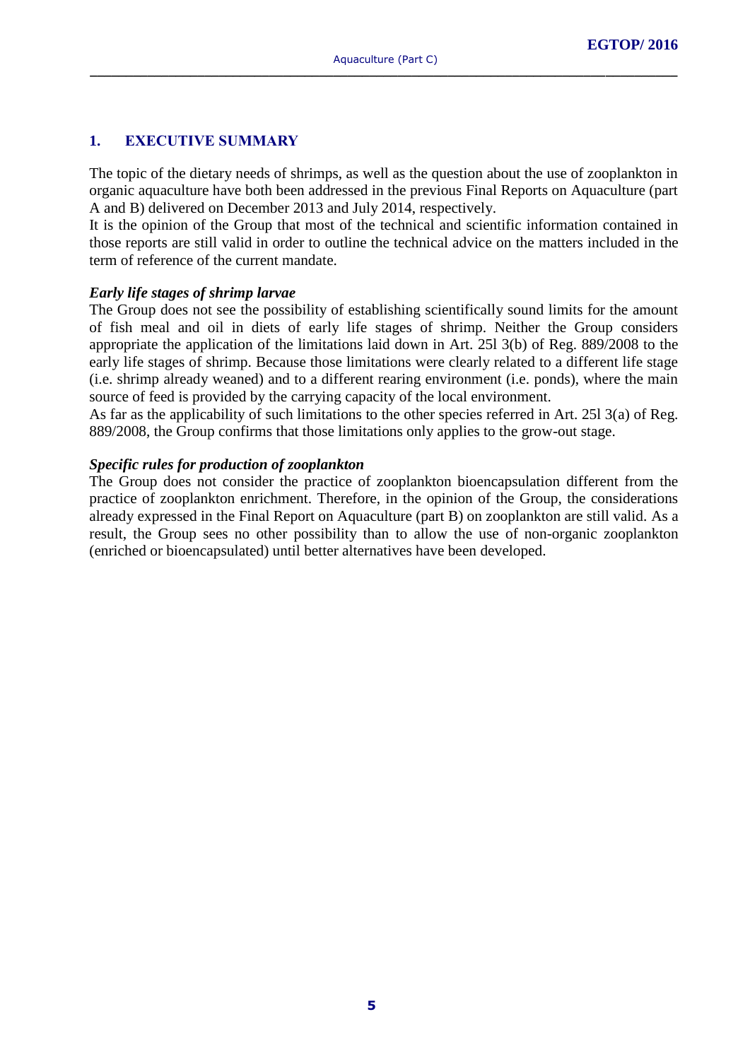## 1. EXECUTIVE SUMMARY

The topic of the dietary needs of shrimps, as well as the question about the use of zooplankton in organic aquaculture have both been addressed in the previous Final Reports on Aquaculture (part A and B) delivered on December 2013 and July 2014, respectively.
It is the opinion of the Group that most of the technical and scientific information contained in those reports are still valid in order to outline the technical advice on the matters included in the term of reference of the current mandate.

***Early life stages of shrimp larvae***

The Group does not see the possibility of establishing scientifically sound limits for the amount of fish meal and oil in diets of early life stages of shrimp. Neither the Group considers appropriate the application of the limitations laid down in Art. 25l 3(b) of Reg. 889/2008 to the early life stages of shrimp. Because those limitations were clearly related to a different life stage (i.e. shrimp already weaned) and to a different rearing environment (i.e. ponds), where the main source of feed is provided by the carrying capacity of the local environment.
As far as the applicability of such limitations to the other species referred in Art. 25l 3(a) of Reg. 889/2008, the Group confirms that those limitations only applies to the grow-out stage.

***Specific rules for production of zooplankton***

The Group does not consider the practice of zooplankton bioencapsulation different from the practice of zooplankton enrichment. Therefore, in the opinion of the Group, the considerations already expressed in the Final Report on Aquaculture (part B) on zooplankton are still valid. As a result, the Group sees no other possibility than to allow the use of non-organic zooplankton (enriched or bioencapsulated) until better alternatives have been developed.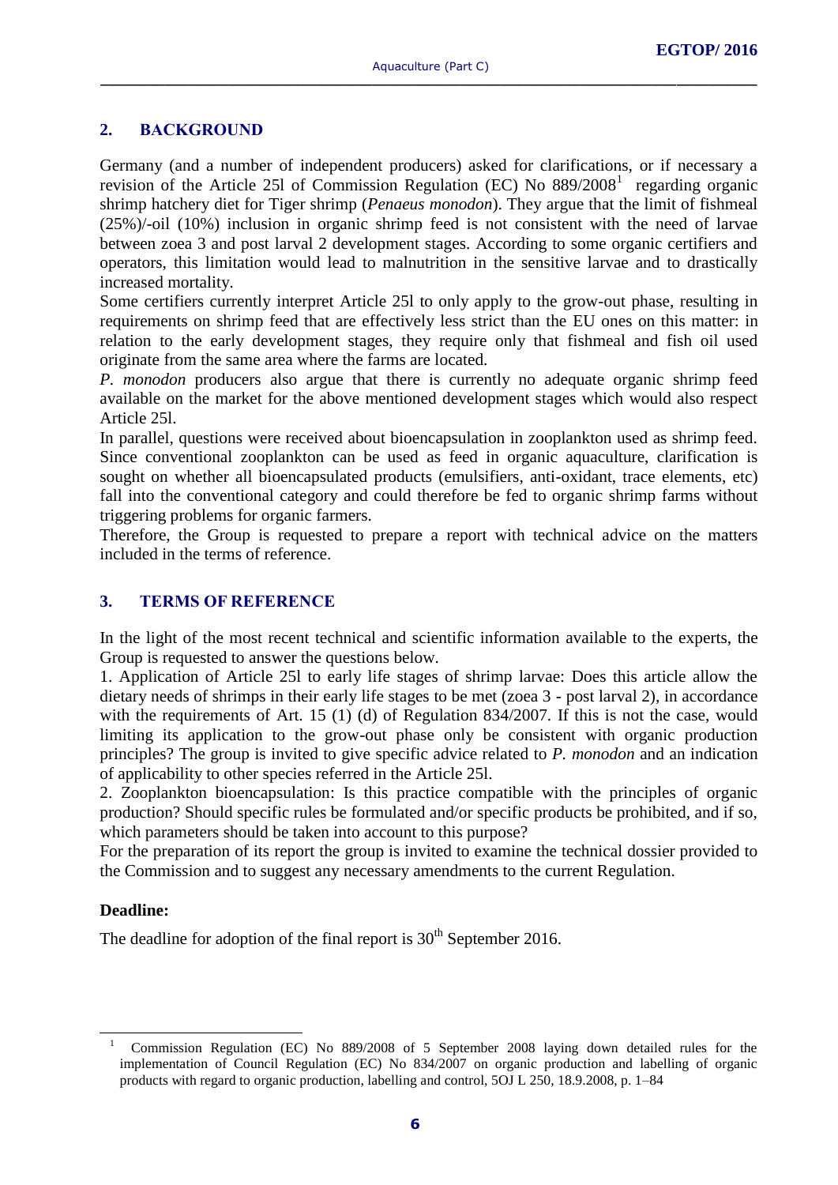## 2. BACKGROUND

Germany (and a number of independent producers) asked for clarifications, or if necessary a revision of the Article 25l of Commission Regulation (EC) No 889/2008[1] regarding organic shrimp hatchery diet for Tiger shrimp (*Penaeus monodon*). They argue that the limit of fishmeal (25%)/-oil (10%) inclusion in organic shrimp feed is not consistent with the need of larvae between zoea 3 and post larval 2 development stages. According to some organic certifiers and operators, this limitation would lead to malnutrition in the sensitive larvae and to drastically increased mortality.

Some certifiers currently interpret Article 25l to only apply to the grow-out phase, resulting in requirements on shrimp feed that are effectively less strict than the EU ones on this matter: in relation to the early development stages, they require only that fishmeal and fish oil used originate from the same area where the farms are located.

*P. monodon* producers also argue that there is currently no adequate organic shrimp feed available on the market for the above mentioned development stages which would also respect Article 25l.

In parallel, questions were received about bioencapsulation in zooplankton used as shrimp feed. Since conventional zooplankton can be used as feed in organic aquaculture, clarification is sought on whether all bioencapsulated products (emulsifiers, anti-oxidant, trace elements, etc) fall into the conventional category and could therefore be fed to organic shrimp farms without triggering problems for organic farmers.

Therefore, the Group is requested to prepare a report with technical advice on the matters included in the terms of reference.

## 3. TERMS OF REFERENCE

In the light of the most recent technical and scientific information available to the experts, the Group is requested to answer the questions below.

1. Application of Article 25l to early life stages of shrimp larvae: Does this article allow the dietary needs of shrimps in their early life stages to be met (zoea 3 - post larval 2), in accordance with the requirements of Art. 15 (1) (d) of Regulation 834/2007. If this is not the case, would limiting its application to the grow-out phase only be consistent with organic production principles? The group is invited to give specific advice related to *P. monodon* and an indication of applicability to other species referred in the Article 25l.

2. Zooplankton bioencapsulation: Is this practice compatible with the principles of organic production? Should specific rules be formulated and/or specific products be prohibited, and if so, which parameters should be taken into account to this purpose?

For the preparation of its report the group is invited to examine the technical dossier provided to the Commission and to suggest any necessary amendments to the current Regulation.

**Deadline:**

The deadline for adoption of the final report is 30th September 2016.

---

[1] Commission Regulation (EC) No 889/2008 of 5 September 2008 laying down detailed rules for the implementation of Council Regulation (EC) No 834/2007 on organic production and labelling of organic products with regard to organic production, labelling and control, 5OJ L 250, 18.9.2008, p. 1–84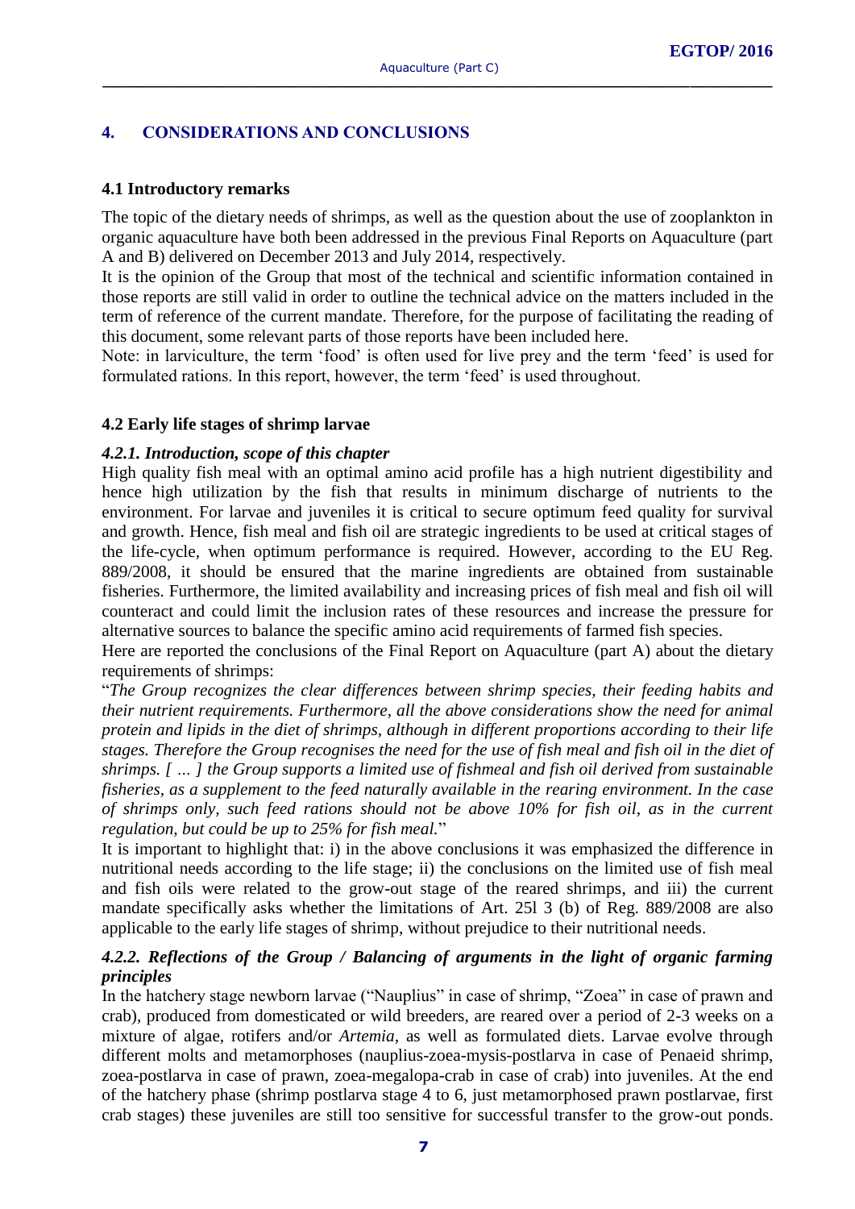## 4. CONSIDERATIONS AND CONCLUSIONS

### 4.1 Introductory remarks

The topic of the dietary needs of shrimps, as well as the question about the use of zooplankton in organic aquaculture have both been addressed in the previous Final Reports on Aquaculture (part A and B) delivered on December 2013 and July 2014, respectively.

It is the opinion of the Group that most of the technical and scientific information contained in those reports are still valid in order to outline the technical advice on the matters included in the term of reference of the current mandate. Therefore, for the purpose of facilitating the reading of this document, some relevant parts of those reports have been included here.

Note: in larviculture, the term 'food' is often used for live prey and the term 'feed' is used for formulated rations. In this report, however, the term 'feed' is used throughout.

### 4.2 Early life stages of shrimp larvae

#### *4.2.1. Introduction, scope of this chapter*

High quality fish meal with an optimal amino acid profile has a high nutrient digestibility and hence high utilization by the fish that results in minimum discharge of nutrients to the environment. For larvae and juveniles it is critical to secure optimum feed quality for survival and growth. Hence, fish meal and fish oil are strategic ingredients to be used at critical stages of the life-cycle, when optimum performance is required. However, according to the EU Reg. 889/2008, it should be ensured that the marine ingredients are obtained from sustainable fisheries. Furthermore, the limited availability and increasing prices of fish meal and fish oil will counteract and could limit the inclusion rates of these resources and increase the pressure for alternative sources to balance the specific amino acid requirements of farmed fish species.

Here are reported the conclusions of the Final Report on Aquaculture (part A) about the dietary requirements of shrimps:

"*The Group recognizes the clear differences between shrimp species, their feeding habits and their nutrient requirements. Furthermore, all the above considerations show the need for animal protein and lipids in the diet of shrimps, although in different proportions according to their life stages. Therefore the Group recognises the need for the use of fish meal and fish oil in the diet of shrimps. [ … ] the Group supports a limited use of fishmeal and fish oil derived from sustainable fisheries, as a supplement to the feed naturally available in the rearing environment. In the case of shrimps only, such feed rations should not be above 10% for fish oil, as in the current regulation, but could be up to 25% for fish meal.*"

It is important to highlight that: i) in the above conclusions it was emphasized the difference in nutritional needs according to the life stage; ii) the conclusions on the limited use of fish meal and fish oils were related to the grow-out stage of the reared shrimps, and iii) the current mandate specifically asks whether the limitations of Art. 25l 3 (b) of Reg. 889/2008 are also applicable to the early life stages of shrimp, without prejudice to their nutritional needs.

#### *4.2.2. Reflections of the Group / Balancing of arguments in the light of organic farming principles*

In the hatchery stage newborn larvae ("Nauplius" in case of shrimp, "Zoea" in case of prawn and crab), produced from domesticated or wild breeders, are reared over a period of 2-3 weeks on a mixture of algae, rotifers and/or *Artemia*, as well as formulated diets. Larvae evolve through different molts and metamorphoses (nauplius-zoea-mysis-postlarva in case of Penaeid shrimp, zoea-postlarva in case of prawn, zoea-megalopa-crab in case of crab) into juveniles. At the end of the hatchery phase (shrimp postlarva stage 4 to 6, just metamorphosed prawn postlarvae, first crab stages) these juveniles are still too sensitive for successful transfer to the grow-out ponds.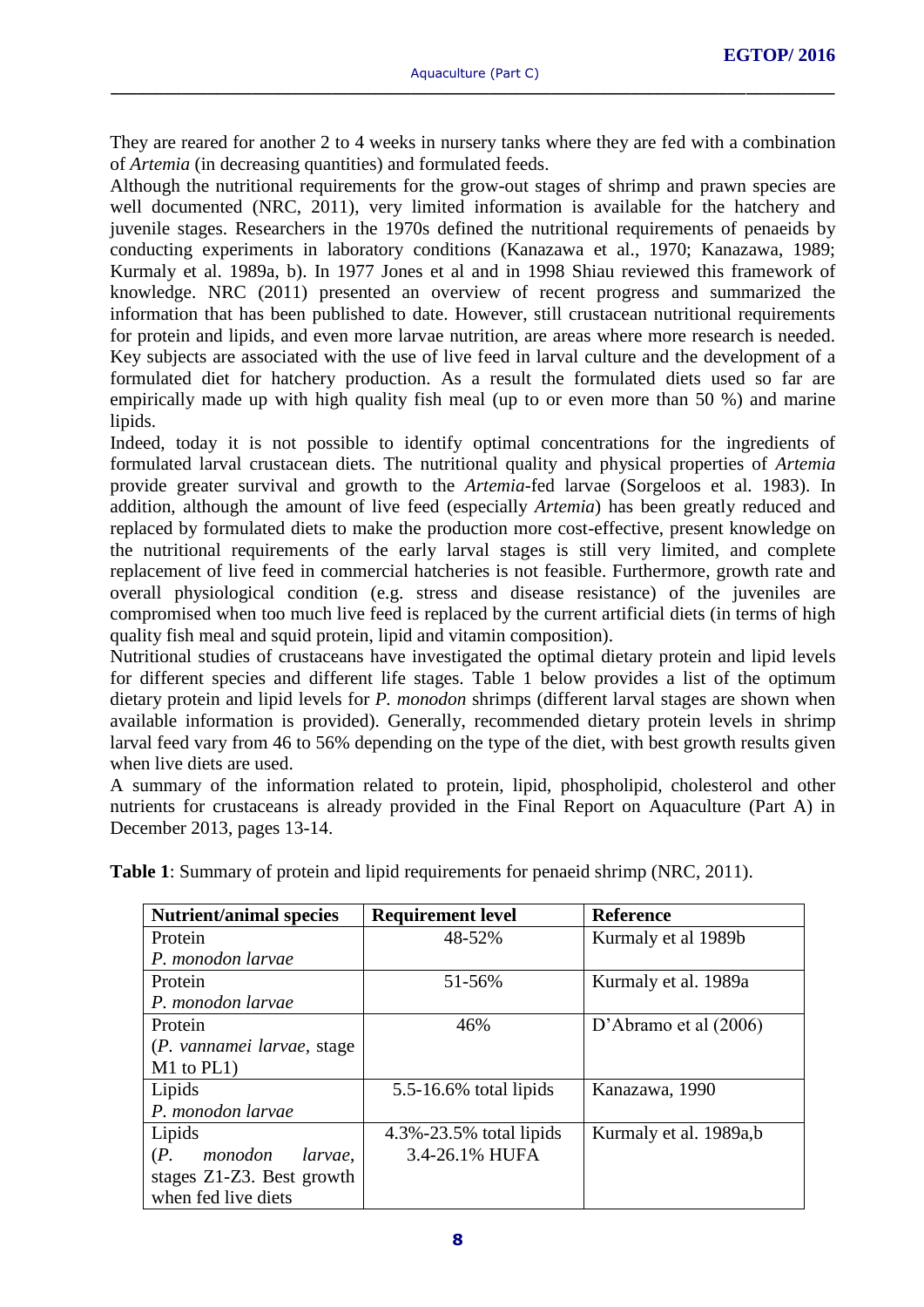They are reared for another 2 to 4 weeks in nursery tanks where they are fed with a combination of *Artemia* (in decreasing quantities) and formulated feeds.

Although the nutritional requirements for the grow-out stages of shrimp and prawn species are well documented (NRC, 2011), very limited information is available for the hatchery and juvenile stages. Researchers in the 1970s defined the nutritional requirements of penaeids by conducting experiments in laboratory conditions (Kanazawa et al., 1970; Kanazawa, 1989; Kurmaly et al. 1989a, b). In 1977 Jones et al and in 1998 Shiau reviewed this framework of knowledge. NRC (2011) presented an overview of recent progress and summarized the information that has been published to date. However, still crustacean nutritional requirements for protein and lipids, and even more larvae nutrition, are areas where more research is needed. Key subjects are associated with the use of live feed in larval culture and the development of a formulated diet for hatchery production. As a result the formulated diets used so far are empirically made up with high quality fish meal (up to or even more than 50 %) and marine lipids.

Indeed, today it is not possible to identify optimal concentrations for the ingredients of formulated larval crustacean diets. The nutritional quality and physical properties of *Artemia* provide greater survival and growth to the *Artemia*-fed larvae (Sorgeloos et al. 1983). In addition, although the amount of live feed (especially *Artemia*) has been greatly reduced and replaced by formulated diets to make the production more cost-effective, present knowledge on the nutritional requirements of the early larval stages is still very limited, and complete replacement of live feed in commercial hatcheries is not feasible. Furthermore, growth rate and overall physiological condition (e.g. stress and disease resistance) of the juveniles are compromised when too much live feed is replaced by the current artificial diets (in terms of high quality fish meal and squid protein, lipid and vitamin composition).

Nutritional studies of crustaceans have investigated the optimal dietary protein and lipid levels for different species and different life stages. Table 1 below provides a list of the optimum dietary protein and lipid levels for *P. monodon* shrimps (different larval stages are shown when available information is provided). Generally, recommended dietary protein levels in shrimp larval feed vary from 46 to 56% depending on the type of the diet, with best growth results given when live diets are used.

A summary of the information related to protein, lipid, phospholipid, cholesterol and other nutrients for crustaceans is already provided in the Final Report on Aquaculture (Part A) in December 2013, pages 13-14.

**Table 1**: Summary of protein and lipid requirements for penaeid shrimp (NRC, 2011).

| Nutrient/animal species | Requirement level | Reference |
|---|---|---|
| Protein *P. monodon larvae* | 48-52% | Kurmaly et al 1989b |
| Protein *P. monodon larvae* | 51-56% | Kurmaly et al. 1989a |
| Protein (*P. vannamei larvae*, stage M1 to PL1) | 46% | D'Abramo et al (2006) |
| Lipids *P. monodon larvae* | 5.5-16.6% total lipids | Kanazawa, 1990 |
| Lipids (*P. monodon larvae*, stages Z1-Z3. Best growth when fed live diets | 4.3%-23.5% total lipids 3.4-26.1% HUFA | Kurmaly et al. 1989a,b |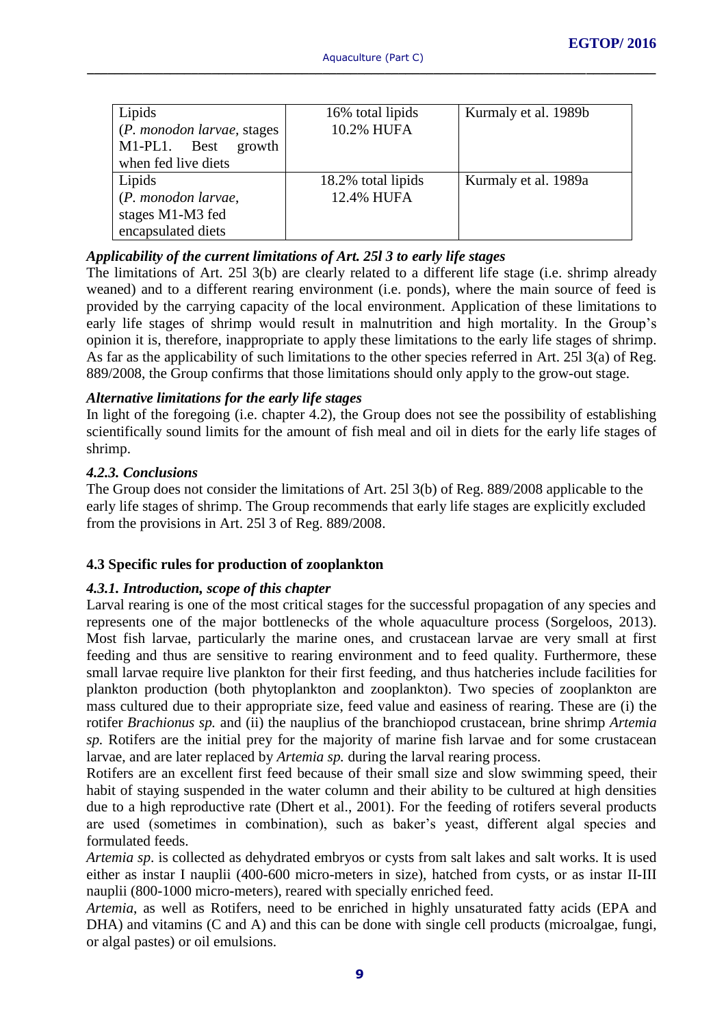| Lipids (*P. monodon larvae*, stages M1-PL1. Best growth when fed live diets | 16% total lipids 10.2% HUFA | Kurmaly et al. 1989b |
|---|---|---|
| Lipids (*P. monodon larvae*, stages M1-M3 fed encapsulated diets | 18.2% total lipids 12.4% HUFA | Kurmaly et al. 1989a |

***Applicability of the current limitations of Art. 25l 3 to early life stages***

The limitations of Art. 25l 3(b) are clearly related to a different life stage (i.e. shrimp already weaned) and to a different rearing environment (i.e. ponds), where the main source of feed is provided by the carrying capacity of the local environment. Application of these limitations to early life stages of shrimp would result in malnutrition and high mortality. In the Group's opinion it is, therefore, inappropriate to apply these limitations to the early life stages of shrimp. As far as the applicability of such limitations to the other species referred in Art. 25l 3(a) of Reg. 889/2008, the Group confirms that those limitations should only apply to the grow-out stage.

***Alternative limitations for the early life stages***

In light of the foregoing (i.e. chapter 4.2), the Group does not see the possibility of establishing scientifically sound limits for the amount of fish meal and oil in diets for the early life stages of shrimp.

#### *4.2.3. Conclusions*

The Group does not consider the limitations of Art. 25l 3(b) of Reg. 889/2008 applicable to the early life stages of shrimp. The Group recommends that early life stages are explicitly excluded from the provisions in Art. 25l 3 of Reg. 889/2008.

### 4.3 Specific rules for production of zooplankton

#### *4.3.1. Introduction, scope of this chapter*

Larval rearing is one of the most critical stages for the successful propagation of any species and represents one of the major bottlenecks of the whole aquaculture process (Sorgeloos, 2013). Most fish larvae, particularly the marine ones, and crustacean larvae are very small at first feeding and thus are sensitive to rearing environment and to feed quality. Furthermore, these small larvae require live plankton for their first feeding, and thus hatcheries include facilities for plankton production (both phytoplankton and zooplankton). Two species of zooplankton are mass cultured due to their appropriate size, feed value and easiness of rearing. These are (i) the rotifer *Brachionus sp.* and (ii) the nauplius of the branchiopod crustacean, brine shrimp *Artemia sp.* Rotifers are the initial prey for the majority of marine fish larvae and for some crustacean larvae, and are later replaced by *Artemia sp.* during the larval rearing process.

Rotifers are an excellent first feed because of their small size and slow swimming speed, their habit of staying suspended in the water column and their ability to be cultured at high densities due to a high reproductive rate (Dhert et al., 2001). For the feeding of rotifers several products are used (sometimes in combination), such as baker's yeast, different algal species and formulated feeds.

*Artemia sp*. is collected as dehydrated embryos or cysts from salt lakes and salt works. It is used either as instar I nauplii (400-600 micro-meters in size), hatched from cysts, or as instar II-III nauplii (800-1000 micro-meters), reared with specially enriched feed.

*Artemia*, as well as Rotifers, need to be enriched in highly unsaturated fatty acids (EPA and DHA) and vitamins (C and A) and this can be done with single cell products (microalgae, fungi, or algal pastes) or oil emulsions.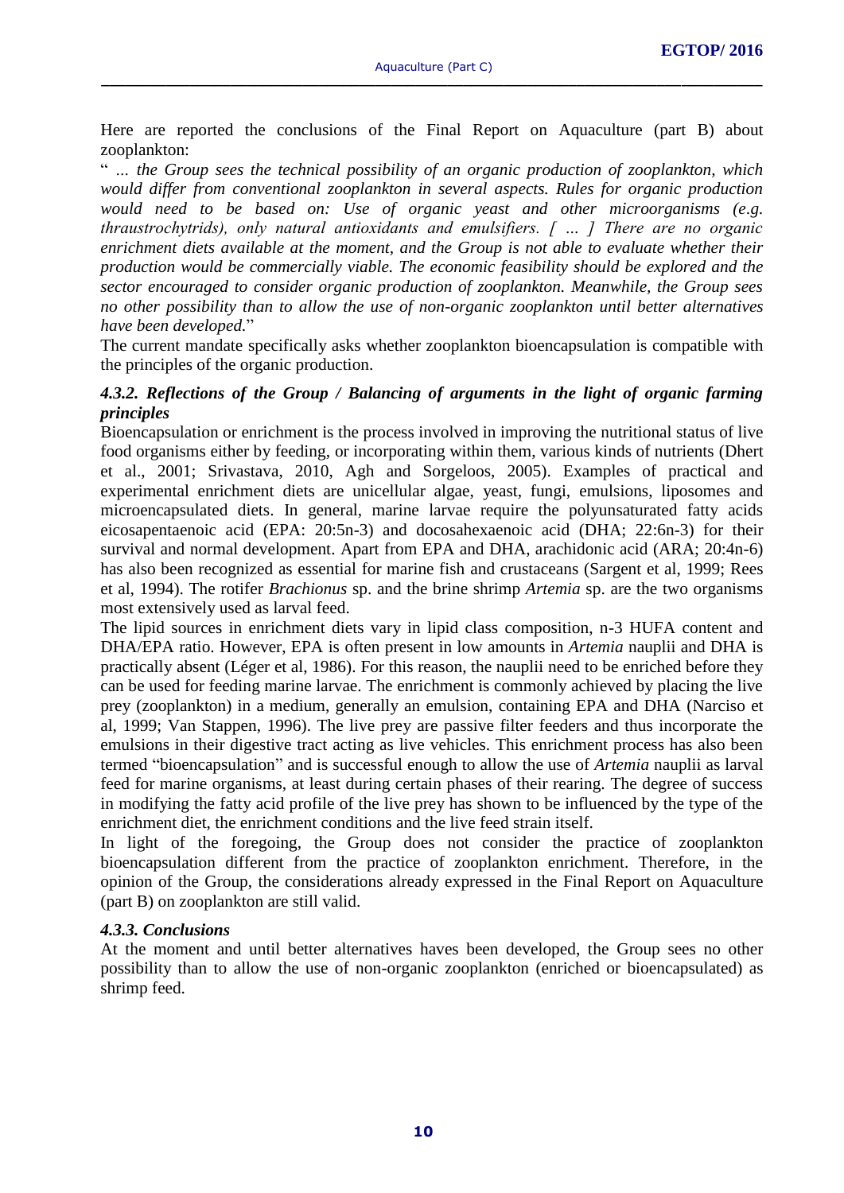Here are reported the conclusions of the Final Report on Aquaculture (part B) about zooplankton:

" *… the Group sees the technical possibility of an organic production of zooplankton, which would differ from conventional zooplankton in several aspects. Rules for organic production would need to be based on: Use of organic yeast and other microorganisms (e.g. thraustrochytrids), only natural antioxidants and emulsifiers. [ … ] There are no organic enrichment diets available at the moment, and the Group is not able to evaluate whether their production would be commercially viable. The economic feasibility should be explored and the sector encouraged to consider organic production of zooplankton. Meanwhile, the Group sees no other possibility than to allow the use of non-organic zooplankton until better alternatives have been developed.*"

The current mandate specifically asks whether zooplankton bioencapsulation is compatible with the principles of the organic production.

#### *4.3.2. Reflections of the Group / Balancing of arguments in the light of organic farming principles*

Bioencapsulation or enrichment is the process involved in improving the nutritional status of live food organisms either by feeding, or incorporating within them, various kinds of nutrients (Dhert et al., 2001; Srivastava, 2010, Agh and Sorgeloos, 2005). Examples of practical and experimental enrichment diets are unicellular algae, yeast, fungi, emulsions, liposomes and microencapsulated diets. In general, marine larvae require the polyunsaturated fatty acids eicosapentaenoic acid (EPA: 20:5n-3) and docosahexaenoic acid (DHA; 22:6n-3) for their survival and normal development. Apart from EPA and DHA, arachidonic acid (ARA; 20:4n-6) has also been recognized as essential for marine fish and crustaceans (Sargent et al, 1999; Rees et al, 1994). The rotifer *Brachionus* sp. and the brine shrimp *Artemia* sp. are the two organisms most extensively used as larval feed.

The lipid sources in enrichment diets vary in lipid class composition, n-3 HUFA content and DHA/EPA ratio. However, EPA is often present in low amounts in *Artemia* nauplii and DHA is practically absent (Léger et al, 1986). For this reason, the nauplii need to be enriched before they can be used for feeding marine larvae. The enrichment is commonly achieved by placing the live prey (zooplankton) in a medium, generally an emulsion, containing EPA and DHA (Narciso et al, 1999; Van Stappen, 1996). The live prey are passive filter feeders and thus incorporate the emulsions in their digestive tract acting as live vehicles. This enrichment process has also been termed "bioencapsulation" and is successful enough to allow the use of *Artemia* nauplii as larval feed for marine organisms, at least during certain phases of their rearing. The degree of success in modifying the fatty acid profile of the live prey has shown to be influenced by the type of the enrichment diet, the enrichment conditions and the live feed strain itself.

In light of the foregoing, the Group does not consider the practice of zooplankton bioencapsulation different from the practice of zooplankton enrichment. Therefore, in the opinion of the Group, the considerations already expressed in the Final Report on Aquaculture (part B) on zooplankton are still valid.

#### *4.3.3. Conclusions*

At the moment and until better alternatives haves been developed, the Group sees no other possibility than to allow the use of non-organic zooplankton (enriched or bioencapsulated) as shrimp feed.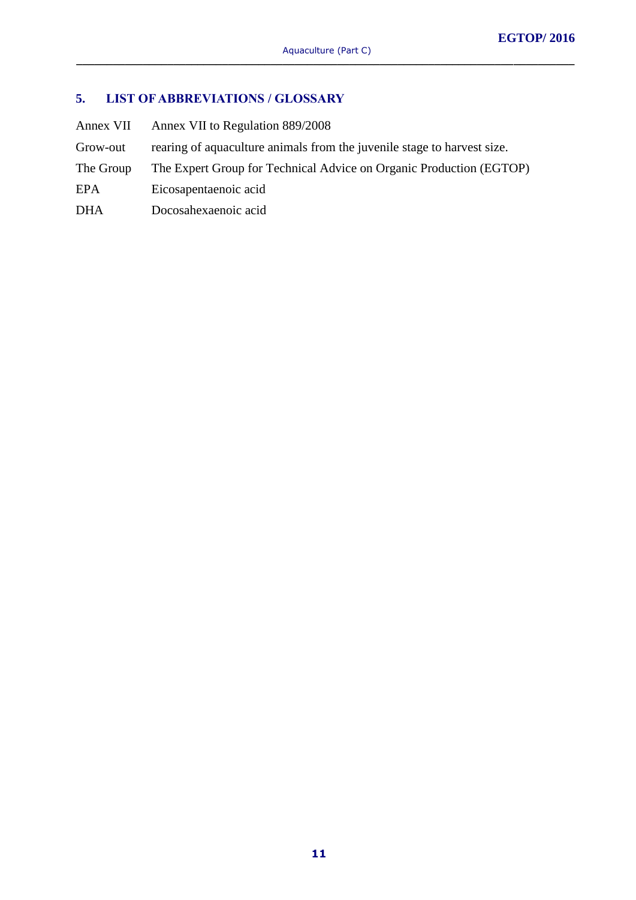## 5. LIST OF ABBREVIATIONS / GLOSSARY

| | |
|---|---|
| Annex VII | Annex VII to Regulation 889/2008 |
| Grow-out | rearing of aquaculture animals from the juvenile stage to harvest size. |
| The Group | The Expert Group for Technical Advice on Organic Production (EGTOP) |
| EPA | Eicosapentaenoic acid |
| DHA | Docosahexaenoic acid |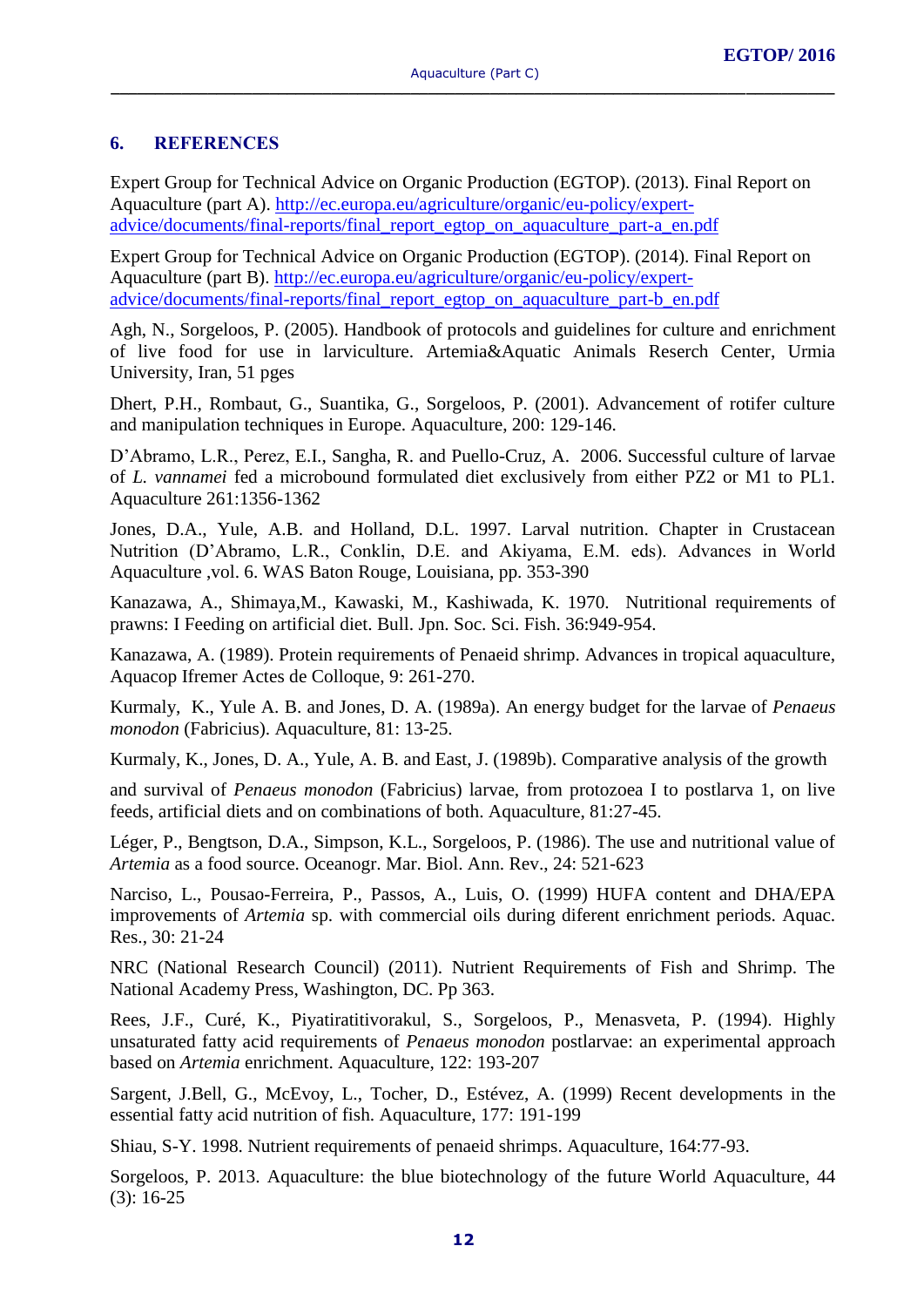## 6. REFERENCES

Expert Group for Technical Advice on Organic Production (EGTOP). (2013). Final Report on Aquaculture (part A). [http://ec.europa.eu/agriculture/organic/eu-policy/expert-advice/documents/final-reports/final_report_egtop_on_aquaculture_part-a_en.pdf](http://ec.europa.eu/agriculture/organic/eu-policy/expert-advice/documents/final-reports/final_report_egtop_on_aquaculture_part-a_en.pdf)

Expert Group for Technical Advice on Organic Production (EGTOP). (2014). Final Report on Aquaculture (part B). [http://ec.europa.eu/agriculture/organic/eu-policy/expert-advice/documents/final-reports/final_report_egtop_on_aquaculture_part-b_en.pdf](http://ec.europa.eu/agriculture/organic/eu-policy/expert-advice/documents/final-reports/final_report_egtop_on_aquaculture_part-b_en.pdf)

Agh, N., Sorgeloos, P. (2005). Handbook of protocols and guidelines for culture and enrichment of live food for use in larviculture. Artemia&Aquatic Animals Reserch Center, Urmia University, Iran, 51 pges

Dhert, P.H., Rombaut, G., Suantika, G., Sorgeloos, P. (2001). Advancement of rotifer culture and manipulation techniques in Europe. Aquaculture, 200: 129-146.

D'Abramo, L.R., Perez, E.I., Sangha, R. and Puello-Cruz, A. 2006. Successful culture of larvae of *L. vannamei* fed a microbound formulated diet exclusively from either PZ2 or M1 to PL1. Aquaculture 261:1356-1362

Jones, D.A., Yule, A.B. and Holland, D.L. 1997. Larval nutrition. Chapter in Crustacean Nutrition (D'Abramo, L.R., Conklin, D.E. and Akiyama, E.M. eds). Advances in World Aquaculture ,vol. 6. WAS Baton Rouge, Louisiana, pp. 353-390

Kanazawa, A., Shimaya,M., Kawaski, M., Kashiwada, K. 1970. Nutritional requirements of prawns: I Feeding on artificial diet. Bull. Jpn. Soc. Sci. Fish. 36:949-954.

Kanazawa, A. (1989). Protein requirements of Penaeid shrimp. Advances in tropical aquaculture, Aquacop Ifremer Actes de Colloque, 9: 261-270.

Kurmaly, K., Yule A. B. and Jones, D. A. (1989a). An energy budget for the larvae of *Penaeus monodon* (Fabricius). Aquaculture, 81: 13-25.

Kurmaly, K., Jones, D. A., Yule, A. B. and East, J. (1989b). Comparative analysis of the growth and survival of *Penaeus monodon* (Fabricius) larvae, from protozoea I to postlarva 1, on live feeds, artificial diets and on combinations of both. Aquaculture, 81:27-45.

Léger, P., Bengtson, D.A., Simpson, K.L., Sorgeloos, P. (1986). The use and nutritional value of *Artemia* as a food source. Oceanogr. Mar. Biol. Ann. Rev., 24: 521-623

Narciso, L., Pousao-Ferreira, P., Passos, A., Luis, O. (1999) HUFA content and DHA/EPA improvements of *Artemia* sp. with commercial oils during diferent enrichment periods. Aquac. Res., 30: 21-24

NRC (National Research Council) (2011). Nutrient Requirements of Fish and Shrimp. The National Academy Press, Washington, DC. Pp 363.

Rees, J.F., Curé, K., Piyatiratitivorakul, S., Sorgeloos, P., Menasveta, P. (1994). Highly unsaturated fatty acid requirements of *Penaeus monodon* postlarvae: an experimental approach based on *Artemia* enrichment. Aquaculture, 122: 193-207

Sargent, J.Bell, G., McEvoy, L., Tocher, D., Estévez, A. (1999) Recent developments in the essential fatty acid nutrition of fish. Aquaculture, 177: 191-199

Shiau, S-Y. 1998. Nutrient requirements of penaeid shrimps. Aquaculture, 164:77-93.

Sorgeloos, P. 2013. Aquaculture: the blue biotechnology of the future World Aquaculture, 44 (3): 16-25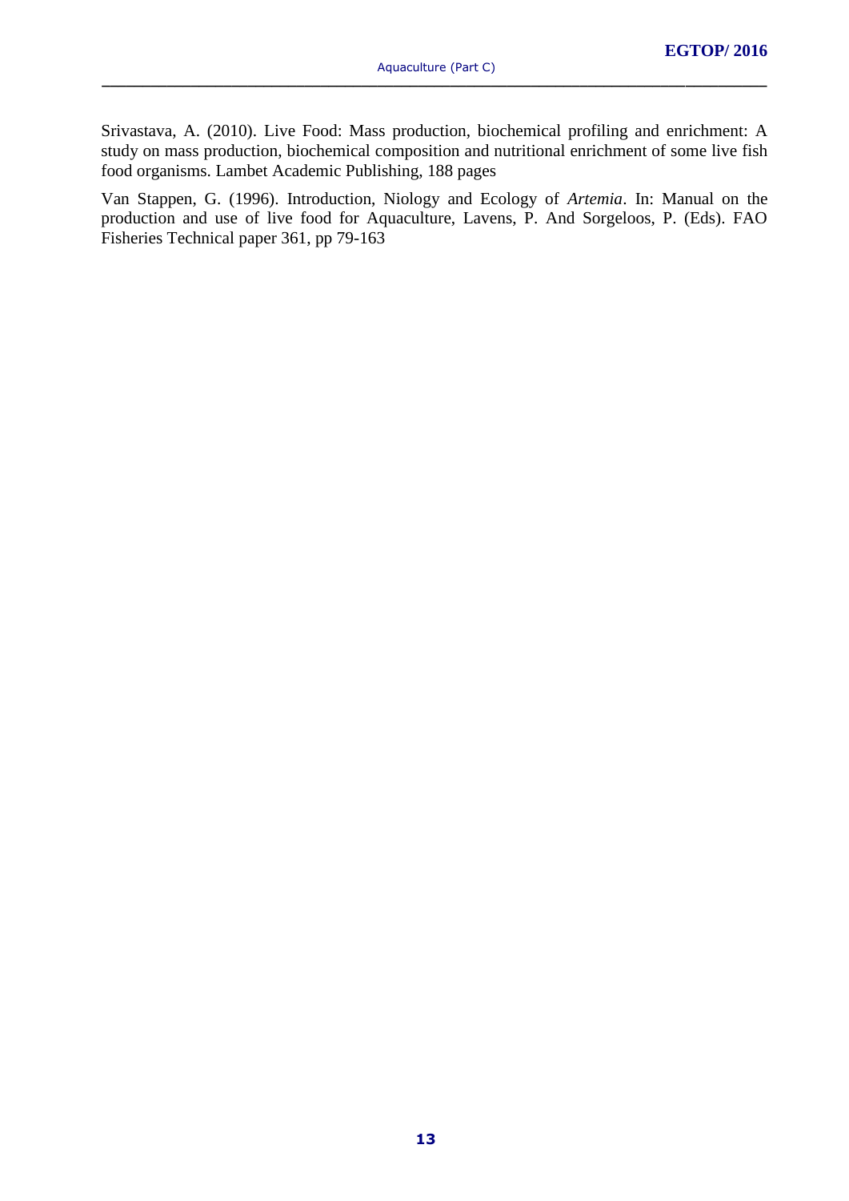Srivastava, A. (2010). Live Food: Mass production, biochemical profiling and enrichment: A study on mass production, biochemical composition and nutritional enrichment of some live fish food organisms. Lambet Academic Publishing, 188 pages

Van Stappen, G. (1996). Introduction, Niology and Ecology of *Artemia*. In: Manual on the production and use of live food for Aquaculture, Lavens, P. And Sorgeloos, P. (Eds). FAO Fisheries Technical paper 361, pp 79-163